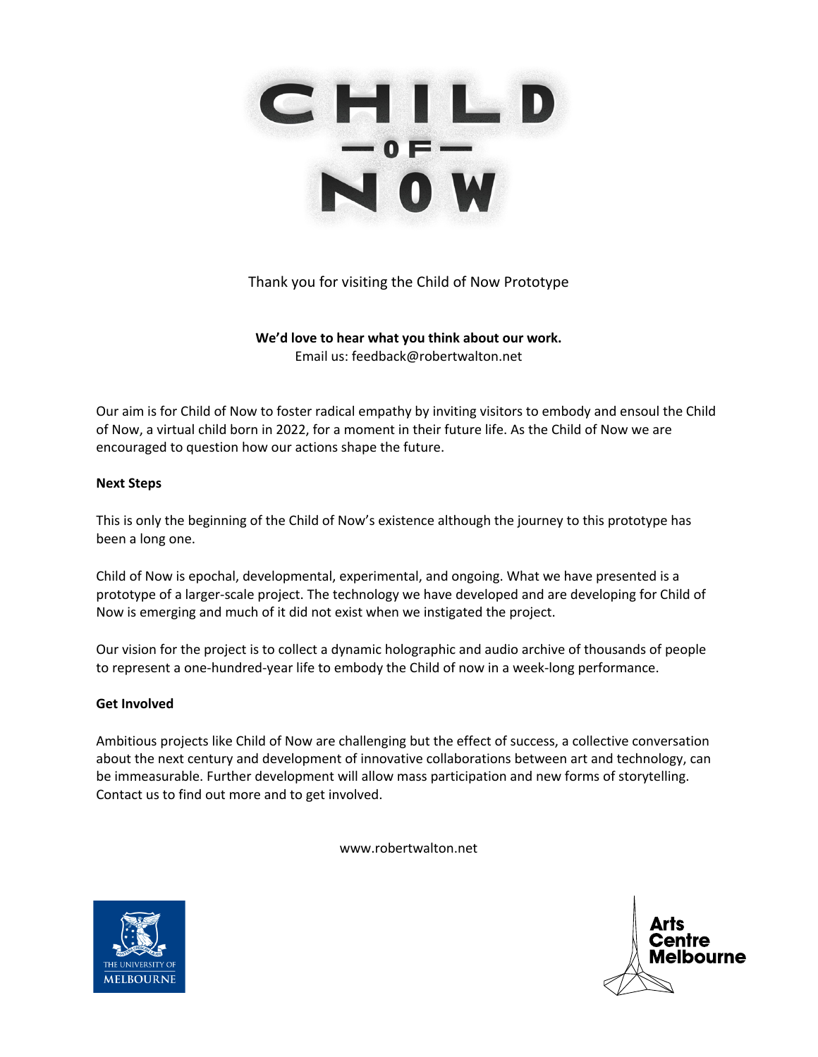# CHILD OF NOW

Thank you for visiting the Child of Now Prototype

**We'd love to hear what you think about our work.**
Email us: feedback@robertwalton.net

Our aim is for Child of Now to foster radical empathy by inviting visitors to embody and ensoul the Child of Now, a virtual child born in 2022, for a moment in their future life. As the Child of Now we are encouraged to question how our actions shape the future.

**Next Steps**

This is only the beginning of the Child of Now's existence although the journey to this prototype has been a long one.

Child of Now is epochal, developmental, experimental, and ongoing. What we have presented is a prototype of a larger-scale project. The technology we have developed and are developing for Child of Now is emerging and much of it did not exist when we instigated the project.

Our vision for the project is to collect a dynamic holographic and audio archive of thousands of people to represent a one-hundred-year life to embody the Child of now in a week-long performance.

**Get Involved**

Ambitious projects like Child of Now are challenging but the effect of success, a collective conversation about the next century and development of innovative collaborations between art and technology, can be immeasurable. Further development will allow mass participation and new forms of storytelling. Contact us to find out more and to get involved.

www.robertwalton.net

THE UNIVERSITY OF MELBOURNE

Arts Centre Melbourne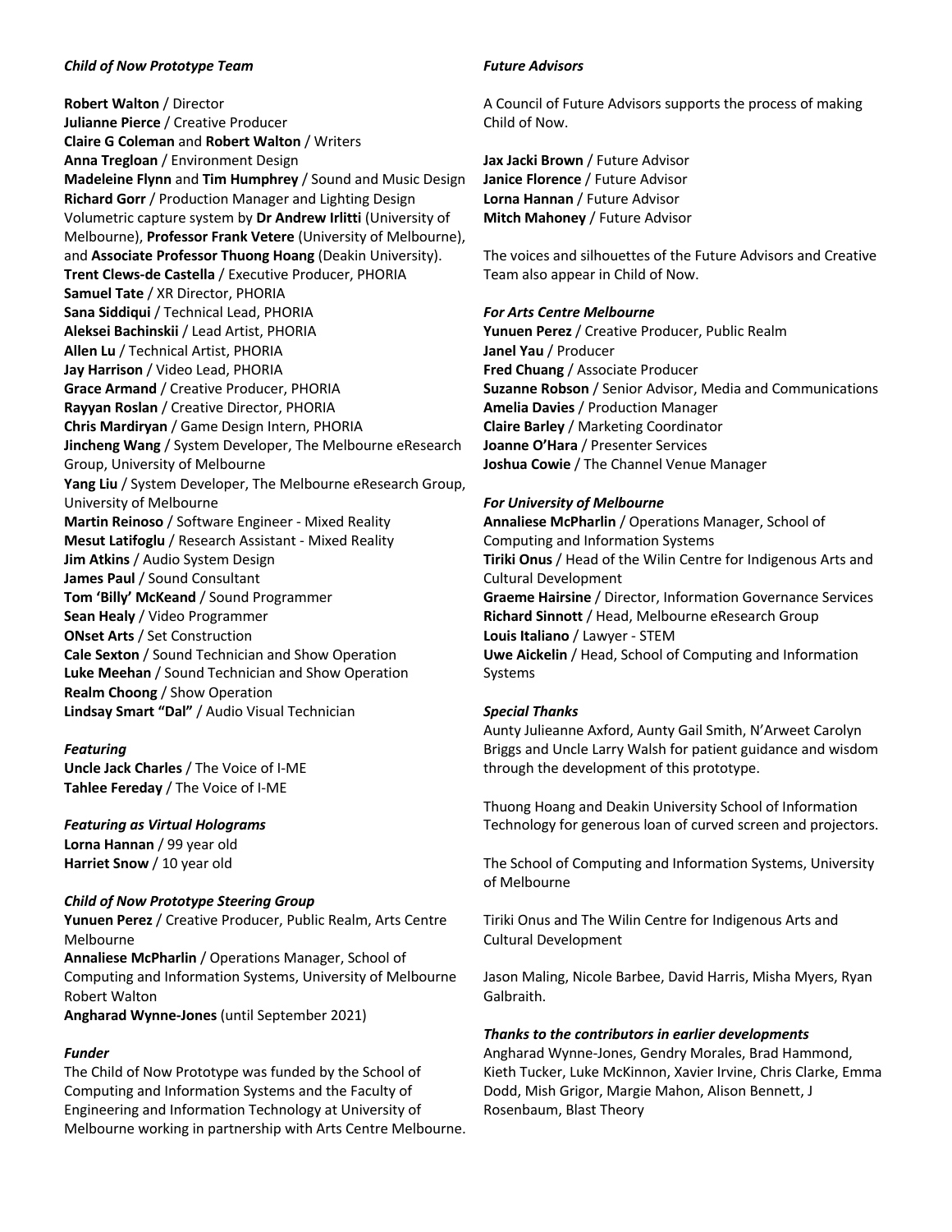### *Child of Now Prototype Team*

**Robert Walton** / Director
**Julianne Pierce** / Creative Producer
**Claire G Coleman** and **Robert Walton** / Writers
**Anna Tregloan** / Environment Design
**Madeleine Flynn** and **Tim Humphrey** / Sound and Music Design
**Richard Gorr** / Production Manager and Lighting Design
Volumetric capture system by **Dr Andrew Irlitti** (University of Melbourne), **Professor Frank Vetere** (University of Melbourne), and **Associate Professor Thuong Hoang** (Deakin University).
**Trent Clews-de Castella** / Executive Producer, PHORIA
**Samuel Tate** / XR Director, PHORIA
**Sana Siddiqui** / Technical Lead, PHORIA
**Aleksei Bachinskii** / Lead Artist, PHORIA
**Allen Lu** / Technical Artist, PHORIA
**Jay Harrison** / Video Lead, PHORIA
**Grace Armand** / Creative Producer, PHORIA
**Rayyan Roslan** / Creative Director, PHORIA
**Chris Mardiryan** / Game Design Intern, PHORIA
**Jincheng Wang** / System Developer, The Melbourne eResearch Group, University of Melbourne
**Yang Liu** / System Developer, The Melbourne eResearch Group, University of Melbourne
**Martin Reinoso** / Software Engineer - Mixed Reality
**Mesut Latifoglu** / Research Assistant - Mixed Reality
**Jim Atkins** / Audio System Design
**James Paul** / Sound Consultant
**Tom 'Billy' McKeand** / Sound Programmer
**Sean Healy** / Video Programmer
**ONset Arts** / Set Construction
**Cale Sexton** / Sound Technician and Show Operation
**Luke Meehan** / Sound Technician and Show Operation
**Realm Choong** / Show Operation
**Lindsay Smart "Dal"** / Audio Visual Technician

### *Featuring*

**Uncle Jack Charles** / The Voice of I-ME
**Tahlee Fereday** / The Voice of I-ME

### *Featuring as Virtual Holograms*

**Lorna Hannan** / 99 year old
**Harriet Snow** / 10 year old

### *Child of Now Prototype Steering Group*

**Yunuen Perez** / Creative Producer, Public Realm, Arts Centre Melbourne
**Annaliese McPharlin** / Operations Manager, School of Computing and Information Systems, University of Melbourne
Robert Walton
**Angharad Wynne-Jones** (until September 2021)

### *Funder*

The Child of Now Prototype was funded by the School of Computing and Information Systems and the Faculty of Engineering and Information Technology at University of Melbourne working in partnership with Arts Centre Melbourne.

### *Future Advisors*

A Council of Future Advisors supports the process of making Child of Now.

**Jax Jacki Brown** / Future Advisor
**Janice Florence** / Future Advisor
**Lorna Hannan** / Future Advisor
**Mitch Mahoney** / Future Advisor

The voices and silhouettes of the Future Advisors and Creative Team also appear in Child of Now.

### *For Arts Centre Melbourne*

**Yunuen Perez** / Creative Producer, Public Realm
**Janel Yau** / Producer
**Fred Chuang** / Associate Producer
**Suzanne Robson** / Senior Advisor, Media and Communications
**Amelia Davies** / Production Manager
**Claire Barley** / Marketing Coordinator
**Joanne O'Hara** / Presenter Services
**Joshua Cowie** / The Channel Venue Manager

### *For University of Melbourne*

**Annaliese McPharlin** / Operations Manager, School of Computing and Information Systems
**Tiriki Onus** / Head of the Wilin Centre for Indigenous Arts and Cultural Development
**Graeme Hairsine** / Director, Information Governance Services
**Richard Sinnott** / Head, Melbourne eResearch Group
**Louis Italiano** / Lawyer - STEM
**Uwe Aickelin** / Head, School of Computing and Information Systems

### *Special Thanks*

Aunty Julieanne Axford, Aunty Gail Smith, N'Arweet Carolyn Briggs and Uncle Larry Walsh for patient guidance and wisdom through the development of this prototype.

Thuong Hoang and Deakin University School of Information Technology for generous loan of curved screen and projectors.

The School of Computing and Information Systems, University of Melbourne

Tiriki Onus and The Wilin Centre for Indigenous Arts and Cultural Development

Jason Maling, Nicole Barbee, David Harris, Misha Myers, Ryan Galbraith.

### *Thanks to the contributors in earlier developments*

Angharad Wynne-Jones, Gendry Morales, Brad Hammond, Kieth Tucker, Luke McKinnon, Xavier Irvine, Chris Clarke, Emma Dodd, Mish Grigor, Margie Mahon, Alison Bennett, J Rosenbaum, Blast Theory